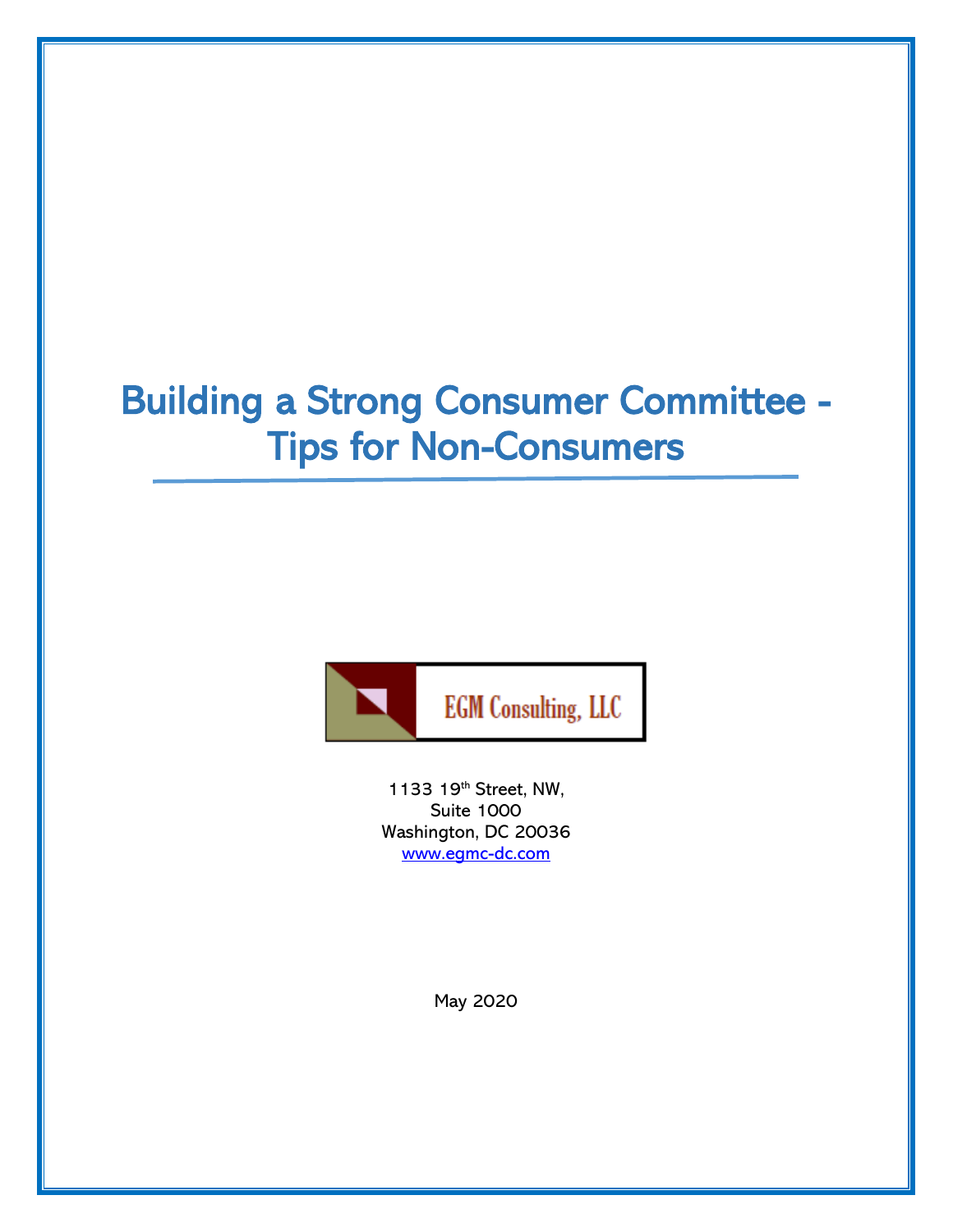# Building a Strong Consumer Committee - Tips for Non-Consumers

EGM Consulting, LLC

1133 19th Street, NW,
Suite 1000
Washington, DC 20036
www.egmc-dc.com

May 2020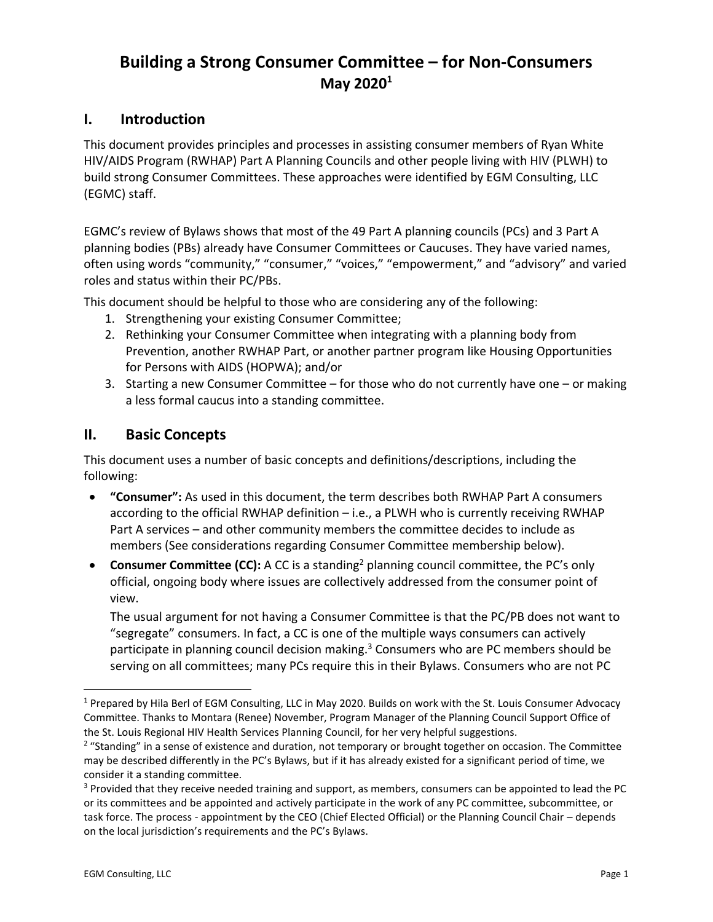# Building a Strong Consumer Committee – for Non-Consumers
## May 2020[1]

## I. Introduction

This document provides principles and processes in assisting consumer members of Ryan White HIV/AIDS Program (RWHAP) Part A Planning Councils and other people living with HIV (PLWH) to build strong Consumer Committees. These approaches were identified by EGM Consulting, LLC (EGMC) staff.

EGMC's review of Bylaws shows that most of the 49 Part A planning councils (PCs) and 3 Part A planning bodies (PBs) already have Consumer Committees or Caucuses. They have varied names, often using words "community," "consumer," "voices," "empowerment," and "advisory" and varied roles and status within their PC/PBs.

This document should be helpful to those who are considering any of the following:

1. Strengthening your existing Consumer Committee;
2. Rethinking your Consumer Committee when integrating with a planning body from Prevention, another RWHAP Part, or another partner program like Housing Opportunities for Persons with AIDS (HOPWA); and/or
3. Starting a new Consumer Committee – for those who do not currently have one – or making a less formal caucus into a standing committee.

## II. Basic Concepts

This document uses a number of basic concepts and definitions/descriptions, including the following:

- **"Consumer":** As used in this document, the term describes both RWHAP Part A consumers according to the official RWHAP definition – i.e., a PLWH who is currently receiving RWHAP Part A services – and other community members the committee decides to include as members (See considerations regarding Consumer Committee membership below).
- **Consumer Committee (CC):** A CC is a standing[2] planning council committee, the PC's only official, ongoing body where issues are collectively addressed from the consumer point of view.

  The usual argument for not having a Consumer Committee is that the PC/PB does not want to "segregate" consumers. In fact, a CC is one of the multiple ways consumers can actively participate in planning council decision making.[3] Consumers who are PC members should be serving on all committees; many PCs require this in their Bylaws. Consumers who are not PC

---

[1] Prepared by Hila Berl of EGM Consulting, LLC in May 2020. Builds on work with the St. Louis Consumer Advocacy Committee. Thanks to Montara (Renee) November, Program Manager of the Planning Council Support Office of the St. Louis Regional HIV Health Services Planning Council, for her very helpful suggestions.

[2] "Standing" in a sense of existence and duration, not temporary or brought together on occasion. The Committee may be described differently in the PC's Bylaws, but if it has already existed for a significant period of time, we consider it a standing committee.

[3] Provided that they receive needed training and support, as members, consumers can be appointed to lead the PC or its committees and be appointed and actively participate in the work of any PC committee, subcommittee, or task force. The process - appointment by the CEO (Chief Elected Official) or the Planning Council Chair – depends on the local jurisdiction's requirements and the PC's Bylaws.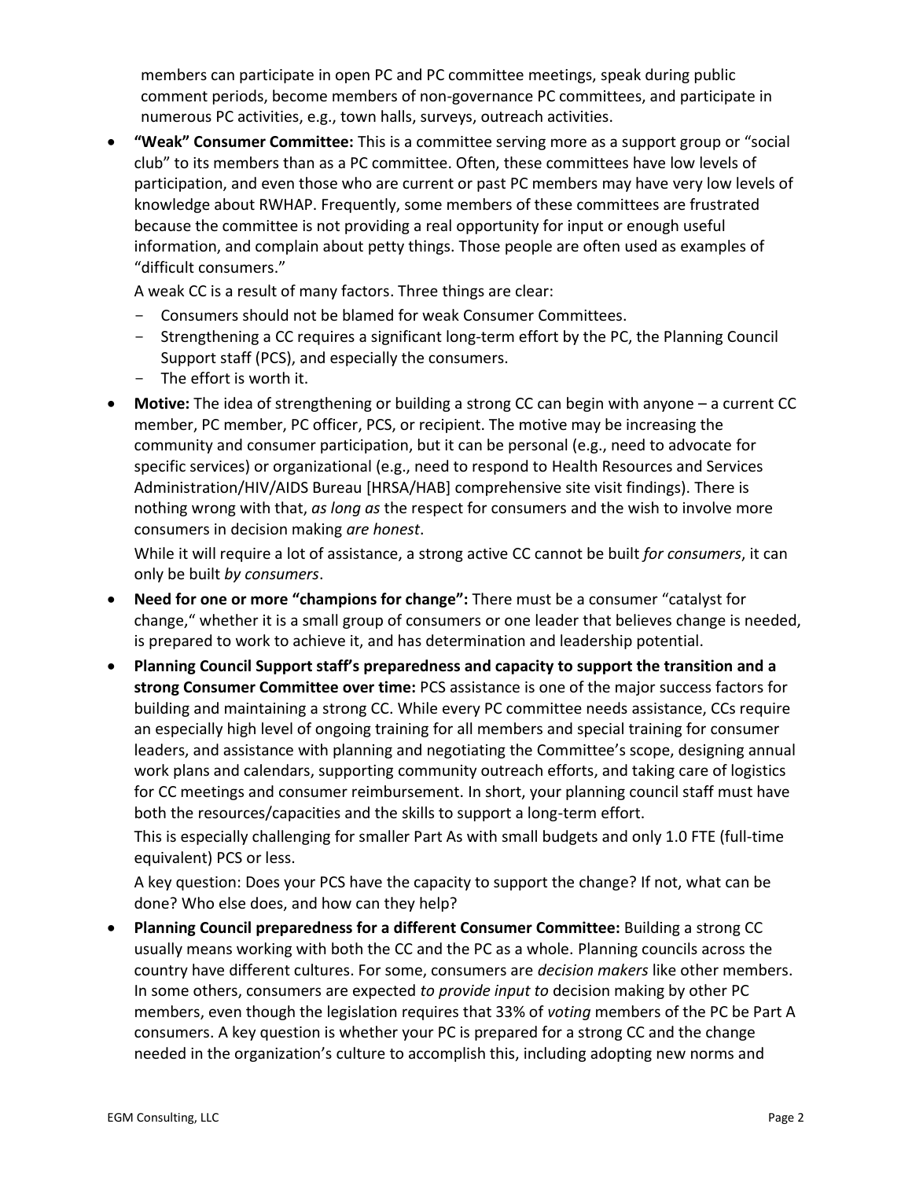members can participate in open PC and PC committee meetings, speak during public comment periods, become members of non-governance PC committees, and participate in numerous PC activities, e.g., town halls, surveys, outreach activities.

- **"Weak" Consumer Committee:** This is a committee serving more as a support group or "social club" to its members than as a PC committee. Often, these committees have low levels of participation, and even those who are current or past PC members may have very low levels of knowledge about RWHAP. Frequently, some members of these committees are frustrated because the committee is not providing a real opportunity for input or enough useful information, and complain about petty things. Those people are often used as examples of "difficult consumers."

  A weak CC is a result of many factors. Three things are clear:

  - Consumers should not be blamed for weak Consumer Committees.
  - Strengthening a CC requires a significant long-term effort by the PC, the Planning Council Support staff (PCS), and especially the consumers.
  - The effort is worth it.

- **Motive:** The idea of strengthening or building a strong CC can begin with anyone – a current CC member, PC member, PC officer, PCS, or recipient. The motive may be increasing the community and consumer participation, but it can be personal (e.g., need to advocate for specific services) or organizational (e.g., need to respond to Health Resources and Services Administration/HIV/AIDS Bureau [HRSA/HAB] comprehensive site visit findings). There is nothing wrong with that, *as long as* the respect for consumers and the wish to involve more consumers in decision making *are honest*.

  While it will require a lot of assistance, a strong active CC cannot be built *for consumers*, it can only be built *by consumers*.

- **Need for one or more "champions for change":** There must be a consumer "catalyst for change," whether it is a small group of consumers or one leader that believes change is needed, is prepared to work to achieve it, and has determination and leadership potential.

- **Planning Council Support staff's preparedness and capacity to support the transition and a strong Consumer Committee over time:** PCS assistance is one of the major success factors for building and maintaining a strong CC. While every PC committee needs assistance, CCs require an especially high level of ongoing training for all members and special training for consumer leaders, and assistance with planning and negotiating the Committee's scope, designing annual work plans and calendars, supporting community outreach efforts, and taking care of logistics for CC meetings and consumer reimbursement. In short, your planning council staff must have both the resources/capacities and the skills to support a long-term effort.

  This is especially challenging for smaller Part As with small budgets and only 1.0 FTE (full-time equivalent) PCS or less.

  A key question: Does your PCS have the capacity to support the change? If not, what can be done? Who else does, and how can they help?

- **Planning Council preparedness for a different Consumer Committee:** Building a strong CC usually means working with both the CC and the PC as a whole. Planning councils across the country have different cultures. For some, consumers are *decision makers* like other members. In some others, consumers are expected *to provide input to* decision making by other PC members, even though the legislation requires that 33% of *voting* members of the PC be Part A consumers. A key question is whether your PC is prepared for a strong CC and the change needed in the organization's culture to accomplish this, including adopting new norms and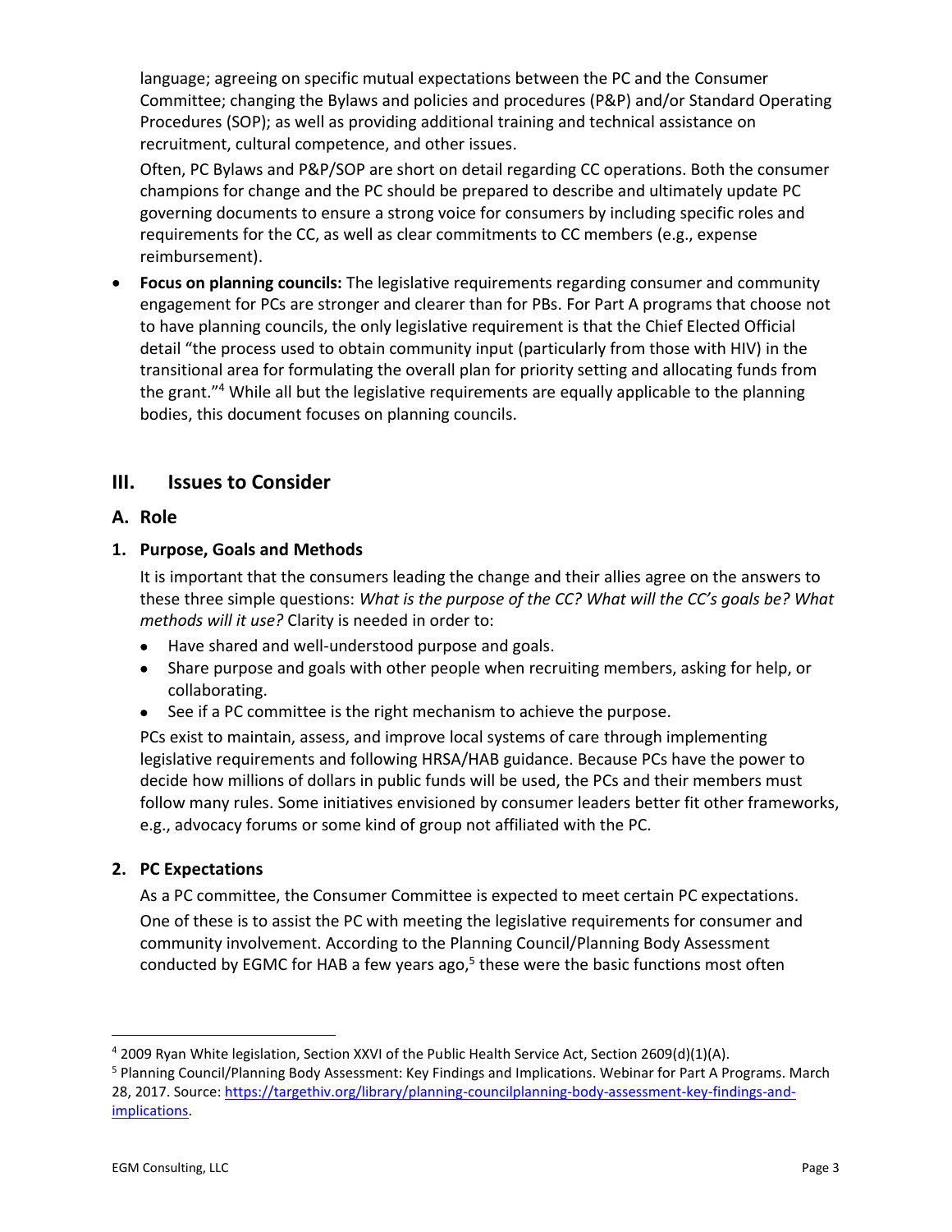language; agreeing on specific mutual expectations between the PC and the Consumer Committee; changing the Bylaws and policies and procedures (P&P) and/or Standard Operating Procedures (SOP); as well as providing additional training and technical assistance on recruitment, cultural competence, and other issues.

Often, PC Bylaws and P&P/SOP are short on detail regarding CC operations. Both the consumer champions for change and the PC should be prepared to describe and ultimately update PC governing documents to ensure a strong voice for consumers by including specific roles and requirements for the CC, as well as clear commitments to CC members (e.g., expense reimbursement).

- **Focus on planning councils:** The legislative requirements regarding consumer and community engagement for PCs are stronger and clearer than for PBs. For Part A programs that choose not to have planning councils, the only legislative requirement is that the Chief Elected Official detail "the process used to obtain community input (particularly from those with HIV) in the transitional area for formulating the overall plan for priority setting and allocating funds from the grant."[4] While all but the legislative requirements are equally applicable to the planning bodies, this document focuses on planning councils.

## III. Issues to Consider

### A. Role

#### 1. Purpose, Goals and Methods

It is important that the consumers leading the change and their allies agree on the answers to these three simple questions: *What is the purpose of the CC? What will the CC's goals be? What methods will it use?* Clarity is needed in order to:

- Have shared and well-understood purpose and goals.
- Share purpose and goals with other people when recruiting members, asking for help, or collaborating.
- See if a PC committee is the right mechanism to achieve the purpose.

PCs exist to maintain, assess, and improve local systems of care through implementing legislative requirements and following HRSA/HAB guidance. Because PCs have the power to decide how millions of dollars in public funds will be used, the PCs and their members must follow many rules. Some initiatives envisioned by consumer leaders better fit other frameworks, e.g., advocacy forums or some kind of group not affiliated with the PC.

#### 2. PC Expectations

As a PC committee, the Consumer Committee is expected to meet certain PC expectations.

One of these is to assist the PC with meeting the legislative requirements for consumer and community involvement. According to the Planning Council/Planning Body Assessment conducted by EGMC for HAB a few years ago,[5] these were the basic functions most often

---

[4] 2009 Ryan White legislation, Section XXVI of the Public Health Service Act, Section 2609(d)(1)(A).

[5] Planning Council/Planning Body Assessment: Key Findings and Implications. Webinar for Part A Programs. March 28, 2017. Source: https://targethiv.org/library/planning-councilplanning-body-assessment-key-findings-and-implications.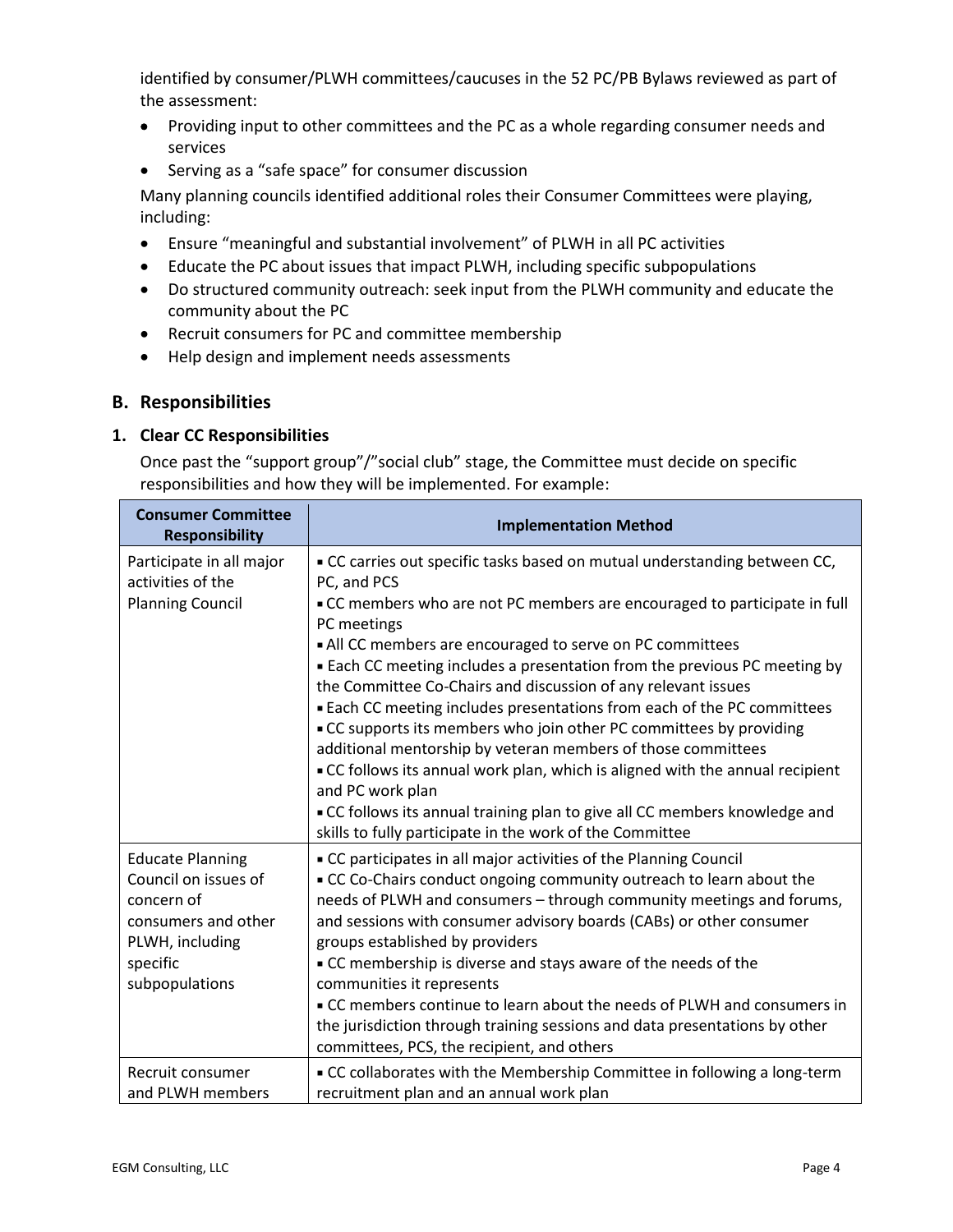identified by consumer/PLWH committees/caucuses in the 52 PC/PB Bylaws reviewed as part of the assessment:

- Providing input to other committees and the PC as a whole regarding consumer needs and services
- Serving as a "safe space" for consumer discussion

Many planning councils identified additional roles their Consumer Committees were playing, including:

- Ensure "meaningful and substantial involvement" of PLWH in all PC activities
- Educate the PC about issues that impact PLWH, including specific subpopulations
- Do structured community outreach: seek input from the PLWH community and educate the community about the PC
- Recruit consumers for PC and committee membership
- Help design and implement needs assessments

## B. Responsibilities

### 1. Clear CC Responsibilities

Once past the "support group"/"social club" stage, the Committee must decide on specific responsibilities and how they will be implemented. For example:

| Consumer Committee Responsibility | Implementation Method |
|---|---|
| Participate in all major activities of the Planning Council | ▪ CC carries out specific tasks based on mutual understanding between CC, PC, and PCS<br>▪ CC members who are not PC members are encouraged to participate in full PC meetings<br>▪ All CC members are encouraged to serve on PC committees<br>▪ Each CC meeting includes a presentation from the previous PC meeting by the Committee Co-Chairs and discussion of any relevant issues<br>▪ Each CC meeting includes presentations from each of the PC committees<br>▪ CC supports its members who join other PC committees by providing additional mentorship by veteran members of those committees<br>▪ CC follows its annual work plan, which is aligned with the annual recipient and PC work plan<br>▪ CC follows its annual training plan to give all CC members knowledge and skills to fully participate in the work of the Committee |
| Educate Planning Council on issues of concern of consumers and other PLWH, including specific subpopulations | ▪ CC participates in all major activities of the Planning Council<br>▪ CC Co-Chairs conduct ongoing community outreach to learn about the needs of PLWH and consumers – through community meetings and forums, and sessions with consumer advisory boards (CABs) or other consumer groups established by providers<br>▪ CC membership is diverse and stays aware of the needs of the communities it represents<br>▪ CC members continue to learn about the needs of PLWH and consumers in the jurisdiction through training sessions and data presentations by other committees, PCS, the recipient, and others |
| Recruit consumer and PLWH members | ▪ CC collaborates with the Membership Committee in following a long-term recruitment plan and an annual work plan |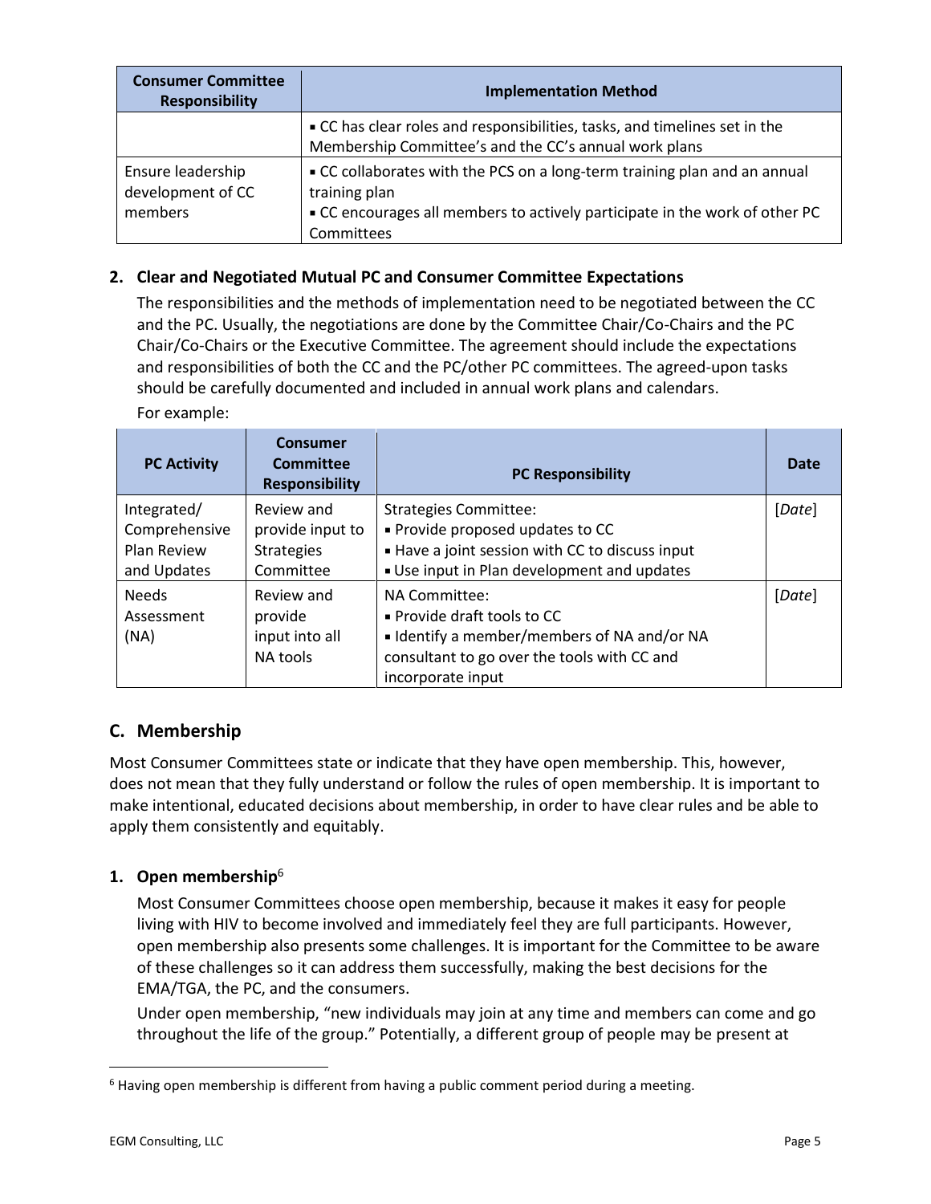| Consumer Committee Responsibility | Implementation Method |
|---|---|
| | ▪ CC has clear roles and responsibilities, tasks, and timelines set in the Membership Committee's and the CC's annual work plans |
| Ensure leadership development of CC members | ▪ CC collaborates with the PCS on a long-term training plan and an annual training plan<br>▪ CC encourages all members to actively participate in the work of other PC Committees |

### 2. Clear and Negotiated Mutual PC and Consumer Committee Expectations

The responsibilities and the methods of implementation need to be negotiated between the CC and the PC. Usually, the negotiations are done by the Committee Chair/Co-Chairs and the PC Chair/Co-Chairs or the Executive Committee. The agreement should include the expectations and responsibilities of both the CC and the PC/other PC committees. The agreed-upon tasks should be carefully documented and included in annual work plans and calendars.

For example:

| PC Activity | Consumer Committee Responsibility | PC Responsibility | Date |
|---|---|---|---|
| Integrated/ Comprehensive Plan Review and Updates | Review and provide input to Strategies Committee | Strategies Committee:<br>▪ Provide proposed updates to CC<br>▪ Have a joint session with CC to discuss input<br>▪ Use input in Plan development and updates | [*Date*] |
| Needs Assessment (NA) | Review and provide input into all NA tools | NA Committee:<br>▪ Provide draft tools to CC<br>▪ Identify a member/members of NA and/or NA consultant to go over the tools with CC and incorporate input | [*Date*] |

## C. Membership

Most Consumer Committees state or indicate that they have open membership. This, however, does not mean that they fully understand or follow the rules of open membership. It is important to make intentional, educated decisions about membership, in order to have clear rules and be able to apply them consistently and equitably.

### 1. Open membership[6]

Most Consumer Committees choose open membership, because it makes it easy for people living with HIV to become involved and immediately feel they are full participants. However, open membership also presents some challenges. It is important for the Committee to be aware of these challenges so it can address them successfully, making the best decisions for the EMA/TGA, the PC, and the consumers.

Under open membership, "new individuals may join at any time and members can come and go throughout the life of the group." Potentially, a different group of people may be present at

[6] Having open membership is different from having a public comment period during a meeting.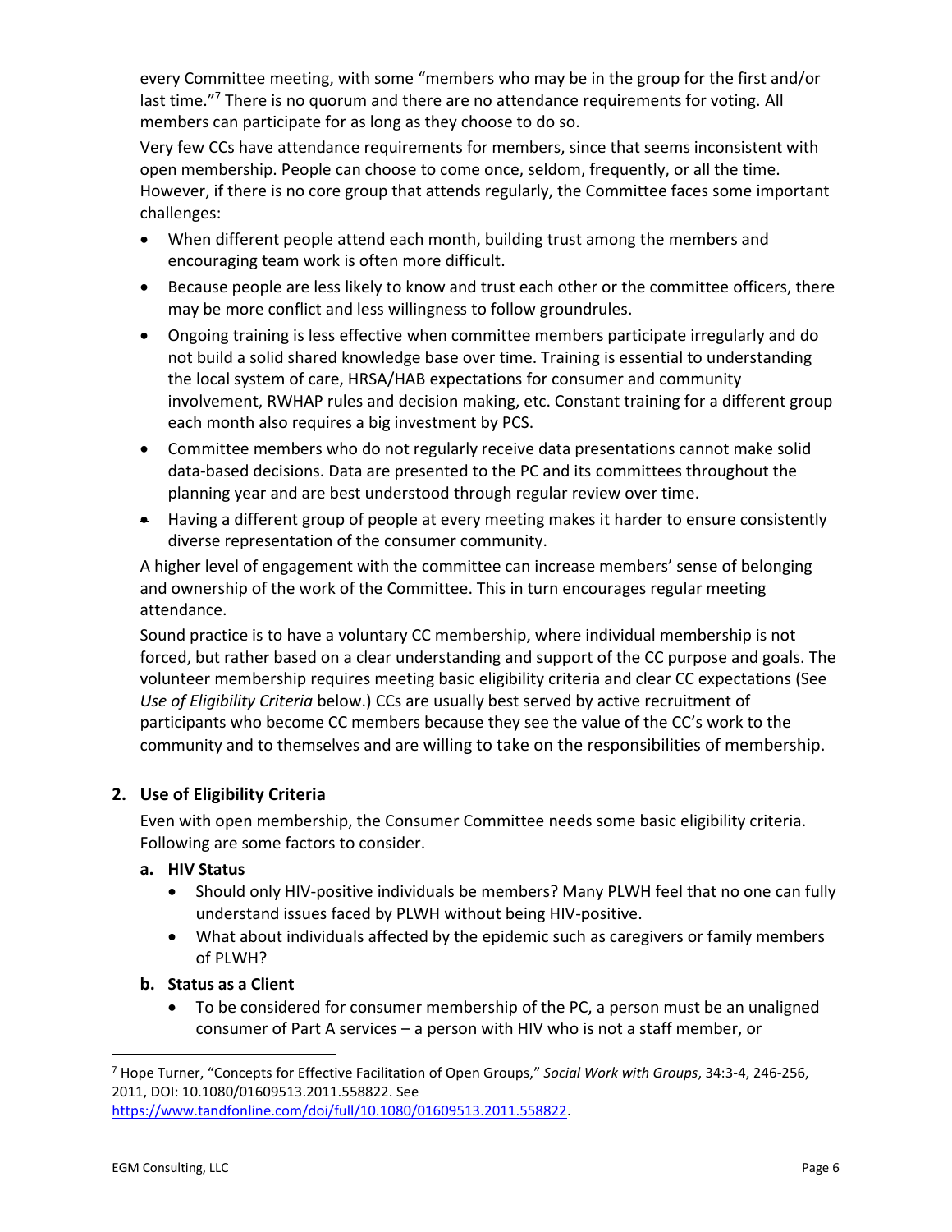every Committee meeting, with some "members who may be in the group for the first and/or last time."[7] There is no quorum and there are no attendance requirements for voting. All members can participate for as long as they choose to do so.

Very few CCs have attendance requirements for members, since that seems inconsistent with open membership. People can choose to come once, seldom, frequently, or all the time. However, if there is no core group that attends regularly, the Committee faces some important challenges:

- When different people attend each month, building trust among the members and encouraging team work is often more difficult.
- Because people are less likely to know and trust each other or the committee officers, there may be more conflict and less willingness to follow groundrules.
- Ongoing training is less effective when committee members participate irregularly and do not build a solid shared knowledge base over time. Training is essential to understanding the local system of care, HRSA/HAB expectations for consumer and community involvement, RWHAP rules and decision making, etc. Constant training for a different group each month also requires a big investment by PCS.
- Committee members who do not regularly receive data presentations cannot make solid data-based decisions. Data are presented to the PC and its committees throughout the planning year and are best understood through regular review over time.
- Having a different group of people at every meeting makes it harder to ensure consistently diverse representation of the consumer community.

A higher level of engagement with the committee can increase members' sense of belonging and ownership of the work of the Committee. This in turn encourages regular meeting attendance.

Sound practice is to have a voluntary CC membership, where individual membership is not forced, but rather based on a clear understanding and support of the CC purpose and goals. The volunteer membership requires meeting basic eligibility criteria and clear CC expectations (See *Use of Eligibility Criteria* below.) CCs are usually best served by active recruitment of participants who become CC members because they see the value of the CC's work to the community and to themselves and are willing to take on the responsibilities of membership.

## 2. Use of Eligibility Criteria

Even with open membership, the Consumer Committee needs some basic eligibility criteria. Following are some factors to consider.

### a. HIV Status

- Should only HIV-positive individuals be members? Many PLWH feel that no one can fully understand issues faced by PLWH without being HIV-positive.
- What about individuals affected by the epidemic such as caregivers or family members of PLWH?

### b. Status as a Client

- To be considered for consumer membership of the PC, a person must be an unaligned consumer of Part A services – a person with HIV who is not a staff member, or

---

[7] Hope Turner, "Concepts for Effective Facilitation of Open Groups," *Social Work with Groups*, 34:3-4, 246-256, 2011, DOI: 10.1080/01609513.2011.558822. See https://www.tandfonline.com/doi/full/10.1080/01609513.2011.558822.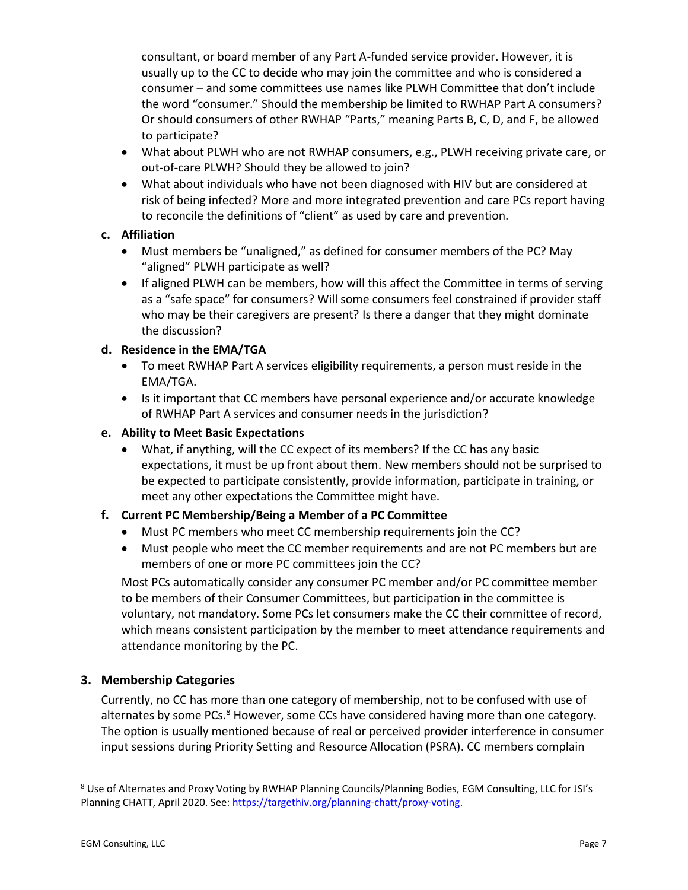consultant, or board member of any Part A-funded service provider. However, it is usually up to the CC to decide who may join the committee and who is considered a consumer – and some committees use names like PLWH Committee that don't include the word "consumer." Should the membership be limited to RWHAP Part A consumers? Or should consumers of other RWHAP "Parts," meaning Parts B, C, D, and F, be allowed to participate?

- What about PLWH who are not RWHAP consumers, e.g., PLWH receiving private care, or out-of-care PLWH? Should they be allowed to join?
- What about individuals who have not been diagnosed with HIV but are considered at risk of being infected? More and more integrated prevention and care PCs report having to reconcile the definitions of "client" as used by care and prevention.

**c. Affiliation**

- Must members be "unaligned," as defined for consumer members of the PC? May "aligned" PLWH participate as well?
- If aligned PLWH can be members, how will this affect the Committee in terms of serving as a "safe space" for consumers? Will some consumers feel constrained if provider staff who may be their caregivers are present? Is there a danger that they might dominate the discussion?

**d. Residence in the EMA/TGA**

- To meet RWHAP Part A services eligibility requirements, a person must reside in the EMA/TGA.
- Is it important that CC members have personal experience and/or accurate knowledge of RWHAP Part A services and consumer needs in the jurisdiction?

**e. Ability to Meet Basic Expectations**

- What, if anything, will the CC expect of its members? If the CC has any basic expectations, it must be up front about them. New members should not be surprised to be expected to participate consistently, provide information, participate in training, or meet any other expectations the Committee might have.

**f. Current PC Membership/Being a Member of a PC Committee**

- Must PC members who meet CC membership requirements join the CC?
- Must people who meet the CC member requirements and are not PC members but are members of one or more PC committees join the CC?

Most PCs automatically consider any consumer PC member and/or PC committee member to be members of their Consumer Committees, but participation in the committee is voluntary, not mandatory. Some PCs let consumers make the CC their committee of record, which means consistent participation by the member to meet attendance requirements and attendance monitoring by the PC.

### 3. Membership Categories

Currently, no CC has more than one category of membership, not to be confused with use of alternates by some PCs.[8] However, some CCs have considered having more than one category. The option is usually mentioned because of real or perceived provider interference in consumer input sessions during Priority Setting and Resource Allocation (PSRA). CC members complain

---

[8] Use of Alternates and Proxy Voting by RWHAP Planning Councils/Planning Bodies, EGM Consulting, LLC for JSI's Planning CHATT, April 2020. See: https://targethiv.org/planning-chatt/proxy-voting.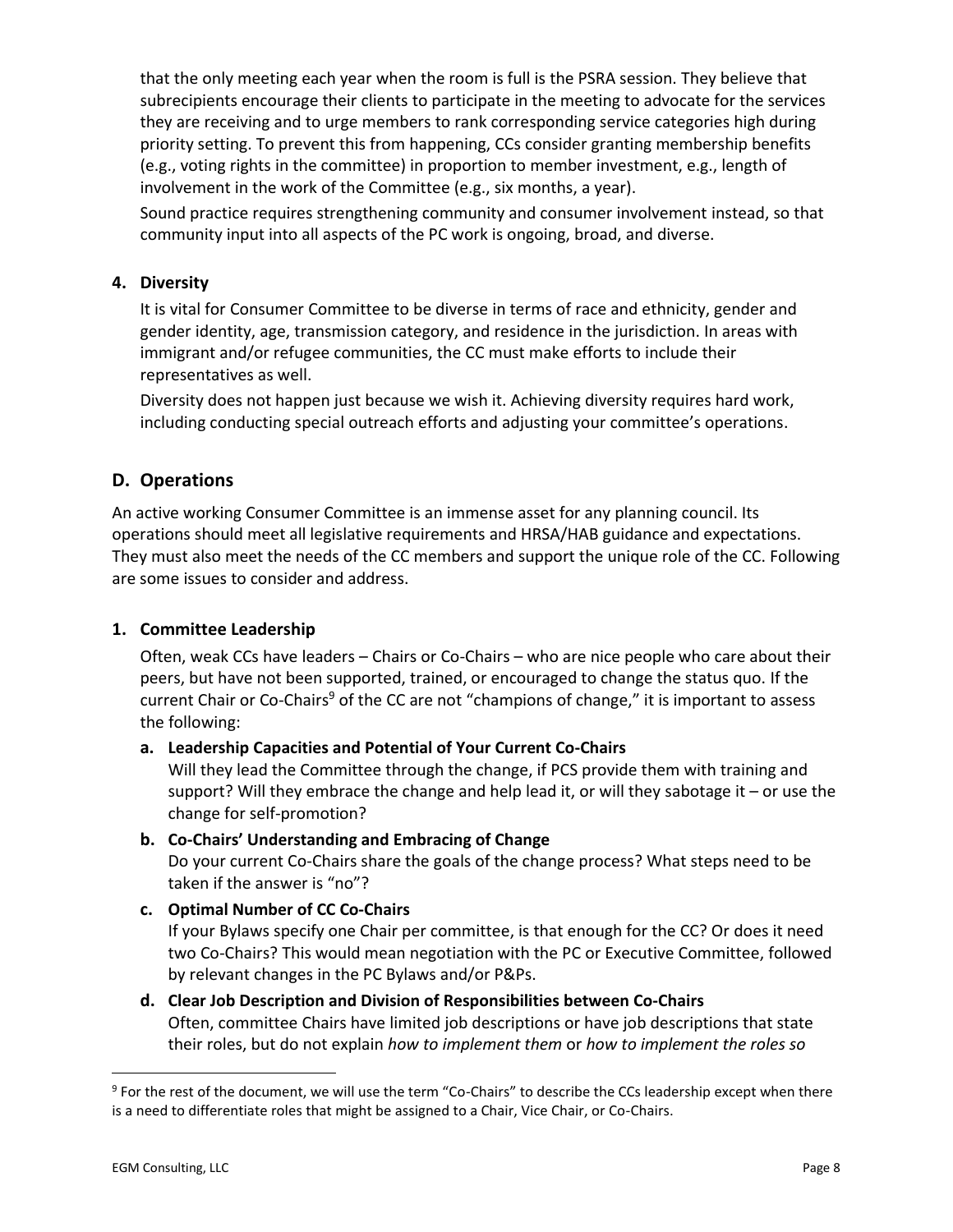that the only meeting each year when the room is full is the PSRA session. They believe that subrecipients encourage their clients to participate in the meeting to advocate for the services they are receiving and to urge members to rank corresponding service categories high during priority setting. To prevent this from happening, CCs consider granting membership benefits (e.g., voting rights in the committee) in proportion to member investment, e.g., length of involvement in the work of the Committee (e.g., six months, a year).

Sound practice requires strengthening community and consumer involvement instead, so that community input into all aspects of the PC work is ongoing, broad, and diverse.

### 4. Diversity

It is vital for Consumer Committee to be diverse in terms of race and ethnicity, gender and gender identity, age, transmission category, and residence in the jurisdiction. In areas with immigrant and/or refugee communities, the CC must make efforts to include their representatives as well.

Diversity does not happen just because we wish it. Achieving diversity requires hard work, including conducting special outreach efforts and adjusting your committee's operations.

## D. Operations

An active working Consumer Committee is an immense asset for any planning council. Its operations should meet all legislative requirements and HRSA/HAB guidance and expectations. They must also meet the needs of the CC members and support the unique role of the CC. Following are some issues to consider and address.

### 1. Committee Leadership

Often, weak CCs have leaders – Chairs or Co-Chairs – who are nice people who care about their peers, but have not been supported, trained, or encouraged to change the status quo. If the current Chair or Co-Chairs[9] of the CC are not "champions of change," it is important to assess the following:

**a. Leadership Capacities and Potential of Your Current Co-Chairs**
Will they lead the Committee through the change, if PCS provide them with training and support? Will they embrace the change and help lead it, or will they sabotage it – or use the change for self-promotion?

**b. Co-Chairs' Understanding and Embracing of Change**
Do your current Co-Chairs share the goals of the change process? What steps need to be taken if the answer is "no"?

**c. Optimal Number of CC Co-Chairs**
If your Bylaws specify one Chair per committee, is that enough for the CC? Or does it need two Co-Chairs? This would mean negotiation with the PC or Executive Committee, followed by relevant changes in the PC Bylaws and/or P&Ps.

**d. Clear Job Description and Division of Responsibilities between Co-Chairs**
Often, committee Chairs have limited job descriptions or have job descriptions that state their roles, but do not explain *how to implement them* or *how to implement the roles so*

[9] For the rest of the document, we will use the term "Co-Chairs" to describe the CCs leadership except when there is a need to differentiate roles that might be assigned to a Chair, Vice Chair, or Co-Chairs.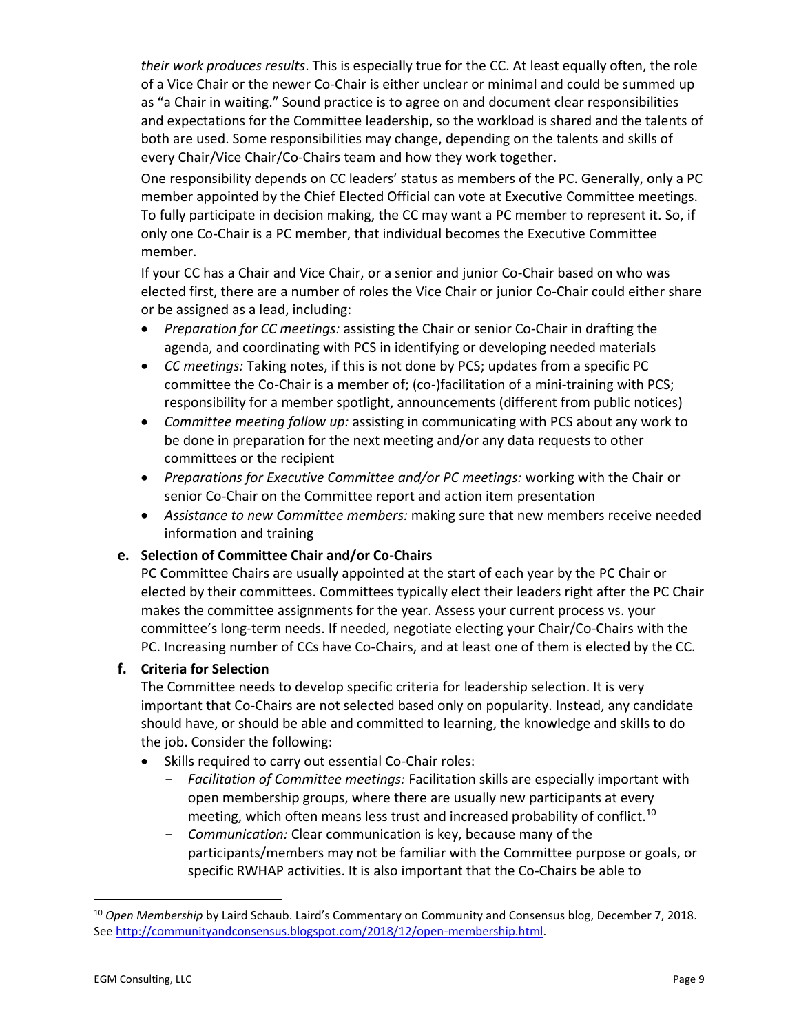*their work produces results*. This is especially true for the CC. At least equally often, the role of a Vice Chair or the newer Co-Chair is either unclear or minimal and could be summed up as "a Chair in waiting." Sound practice is to agree on and document clear responsibilities and expectations for the Committee leadership, so the workload is shared and the talents of both are used. Some responsibilities may change, depending on the talents and skills of every Chair/Vice Chair/Co-Chairs team and how they work together.

One responsibility depends on CC leaders' status as members of the PC. Generally, only a PC member appointed by the Chief Elected Official can vote at Executive Committee meetings. To fully participate in decision making, the CC may want a PC member to represent it. So, if only one Co-Chair is a PC member, that individual becomes the Executive Committee member.

If your CC has a Chair and Vice Chair, or a senior and junior Co-Chair based on who was elected first, there are a number of roles the Vice Chair or junior Co-Chair could either share or be assigned as a lead, including:

- *Preparation for CC meetings:* assisting the Chair or senior Co-Chair in drafting the agenda, and coordinating with PCS in identifying or developing needed materials
- *CC meetings:* Taking notes, if this is not done by PCS; updates from a specific PC committee the Co-Chair is a member of; (co-)facilitation of a mini-training with PCS; responsibility for a member spotlight, announcements (different from public notices)
- *Committee meeting follow up:* assisting in communicating with PCS about any work to be done in preparation for the next meeting and/or any data requests to other committees or the recipient
- *Preparations for Executive Committee and/or PC meetings:* working with the Chair or senior Co-Chair on the Committee report and action item presentation
- *Assistance to new Committee members:* making sure that new members receive needed information and training

**e. Selection of Committee Chair and/or Co-Chairs**

PC Committee Chairs are usually appointed at the start of each year by the PC Chair or elected by their committees. Committees typically elect their leaders right after the PC Chair makes the committee assignments for the year. Assess your current process vs. your committee's long-term needs. If needed, negotiate electing your Chair/Co-Chairs with the PC. Increasing number of CCs have Co-Chairs, and at least one of them is elected by the CC.

**f. Criteria for Selection**

The Committee needs to develop specific criteria for leadership selection. It is very important that Co-Chairs are not selected based only on popularity. Instead, any candidate should have, or should be able and committed to learning, the knowledge and skills to do the job. Consider the following:

- Skills required to carry out essential Co-Chair roles:
  - *Facilitation of Committee meetings:* Facilitation skills are especially important with open membership groups, where there are usually new participants at every meeting, which often means less trust and increased probability of conflict.[10]
  - *Communication:* Clear communication is key, because many of the participants/members may not be familiar with the Committee purpose or goals, or specific RWHAP activities. It is also important that the Co-Chairs be able to

[10] *Open Membership* by Laird Schaub. Laird's Commentary on Community and Consensus blog, December 7, 2018. See http://communityandconsensus.blogspot.com/2018/12/open-membership.html.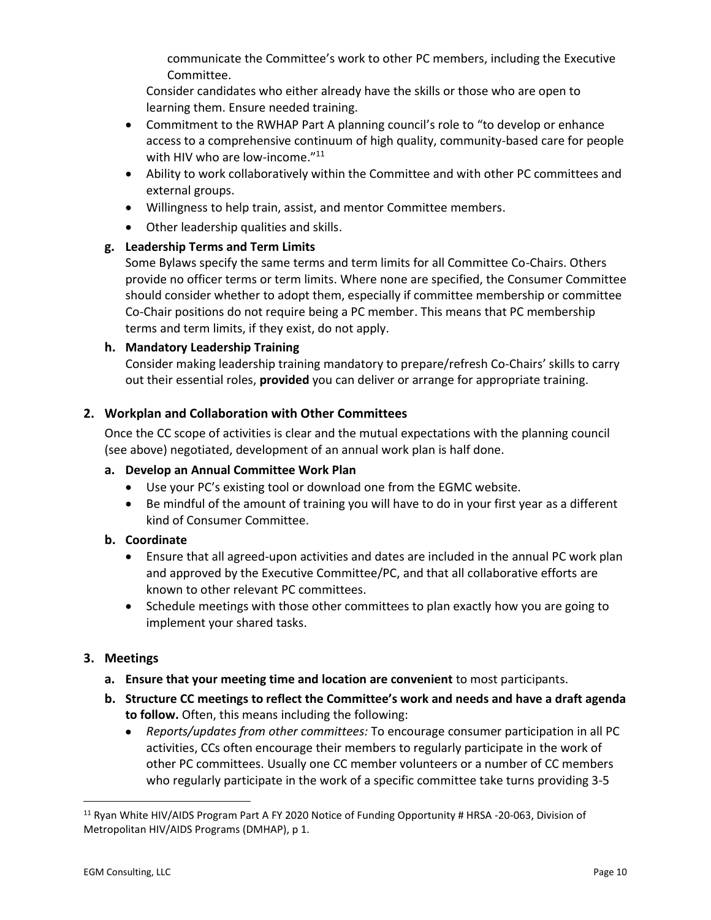communicate the Committee's work to other PC members, including the Executive Committee.

Consider candidates who either already have the skills or those who are open to learning them. Ensure needed training.

- Commitment to the RWHAP Part A planning council's role to "to develop or enhance access to a comprehensive continuum of high quality, community-based care for people with HIV who are low-income."[11]
- Ability to work collaboratively within the Committee and with other PC committees and external groups.
- Willingness to help train, assist, and mentor Committee members.
- Other leadership qualities and skills.

**g. Leadership Terms and Term Limits**

Some Bylaws specify the same terms and term limits for all Committee Co-Chairs. Others provide no officer terms or term limits. Where none are specified, the Consumer Committee should consider whether to adopt them, especially if committee membership or committee Co-Chair positions do not require being a PC member. This means that PC membership terms and term limits, if they exist, do not apply.

**h. Mandatory Leadership Training**

Consider making leadership training mandatory to prepare/refresh Co-Chairs' skills to carry out their essential roles, **provided** you can deliver or arrange for appropriate training.

## 2. Workplan and Collaboration with Other Committees

Once the CC scope of activities is clear and the mutual expectations with the planning council (see above) negotiated, development of an annual work plan is half done.

**a. Develop an Annual Committee Work Plan**

- Use your PC's existing tool or download one from the EGMC website.
- Be mindful of the amount of training you will have to do in your first year as a different kind of Consumer Committee.

**b. Coordinate**

- Ensure that all agreed-upon activities and dates are included in the annual PC work plan and approved by the Executive Committee/PC, and that all collaborative efforts are known to other relevant PC committees.
- Schedule meetings with those other committees to plan exactly how you are going to implement your shared tasks.

## 3. Meetings

**a. Ensure that your meeting time and location are convenient** to most participants.

**b. Structure CC meetings to reflect the Committee's work and needs and have a draft agenda to follow.** Often, this means including the following:

- *Reports/updates from other committees:* To encourage consumer participation in all PC activities, CCs often encourage their members to regularly participate in the work of other PC committees. Usually one CC member volunteers or a number of CC members who regularly participate in the work of a specific committee take turns providing 3-5

[11] Ryan White HIV/AIDS Program Part A FY 2020 Notice of Funding Opportunity # HRSA -20-063, Division of Metropolitan HIV/AIDS Programs (DMHAP), p 1.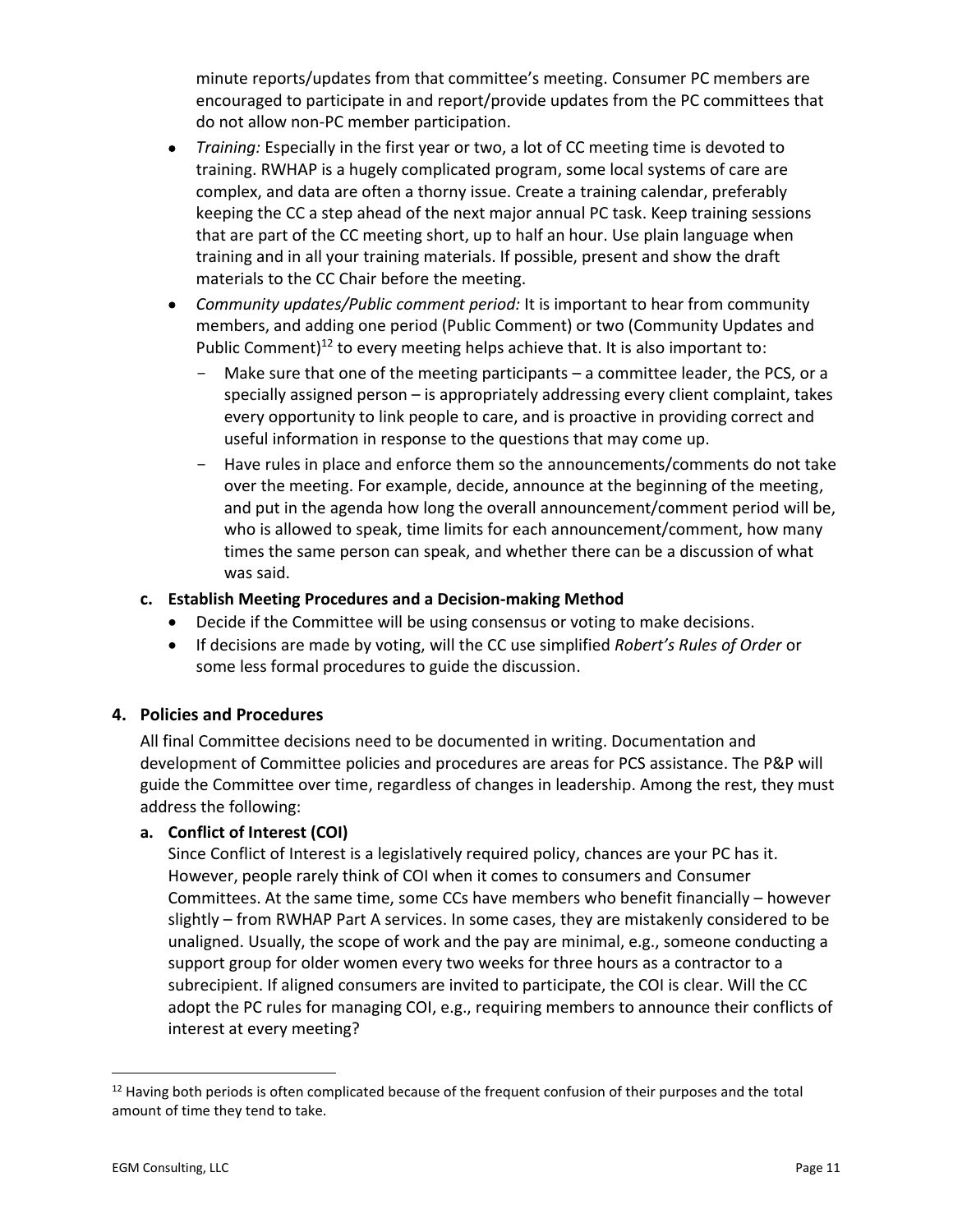minute reports/updates from that committee's meeting. Consumer PC members are encouraged to participate in and report/provide updates from the PC committees that do not allow non-PC member participation.

- *Training:* Especially in the first year or two, a lot of CC meeting time is devoted to training. RWHAP is a hugely complicated program, some local systems of care are complex, and data are often a thorny issue. Create a training calendar, preferably keeping the CC a step ahead of the next major annual PC task. Keep training sessions that are part of the CC meeting short, up to half an hour. Use plain language when training and in all your training materials. If possible, present and show the draft materials to the CC Chair before the meeting.
- *Community updates/Public comment period:* It is important to hear from community members, and adding one period (Public Comment) or two (Community Updates and Public Comment)[12] to every meeting helps achieve that. It is also important to:
  - Make sure that one of the meeting participants – a committee leader, the PCS, or a specially assigned person – is appropriately addressing every client complaint, takes every opportunity to link people to care, and is proactive in providing correct and useful information in response to the questions that may come up.
  - Have rules in place and enforce them so the announcements/comments do not take over the meeting. For example, decide, announce at the beginning of the meeting, and put in the agenda how long the overall announcement/comment period will be, who is allowed to speak, time limits for each announcement/comment, how many times the same person can speak, and whether there can be a discussion of what was said.

**c. Establish Meeting Procedures and a Decision-making Method**

- Decide if the Committee will be using consensus or voting to make decisions.
- If decisions are made by voting, will the CC use simplified *Robert's Rules of Order* or some less formal procedures to guide the discussion.

## 4. Policies and Procedures

All final Committee decisions need to be documented in writing. Documentation and development of Committee policies and procedures are areas for PCS assistance. The P&P will guide the Committee over time, regardless of changes in leadership. Among the rest, they must address the following:

**a. Conflict of Interest (COI)**

Since Conflict of Interest is a legislatively required policy, chances are your PC has it. However, people rarely think of COI when it comes to consumers and Consumer Committees. At the same time, some CCs have members who benefit financially – however slightly – from RWHAP Part A services. In some cases, they are mistakenly considered to be unaligned. Usually, the scope of work and the pay are minimal, e.g., someone conducting a support group for older women every two weeks for three hours as a contractor to a subrecipient. If aligned consumers are invited to participate, the COI is clear. Will the CC adopt the PC rules for managing COI, e.g., requiring members to announce their conflicts of interest at every meeting?

[12] Having both periods is often complicated because of the frequent confusion of their purposes and the total amount of time they tend to take.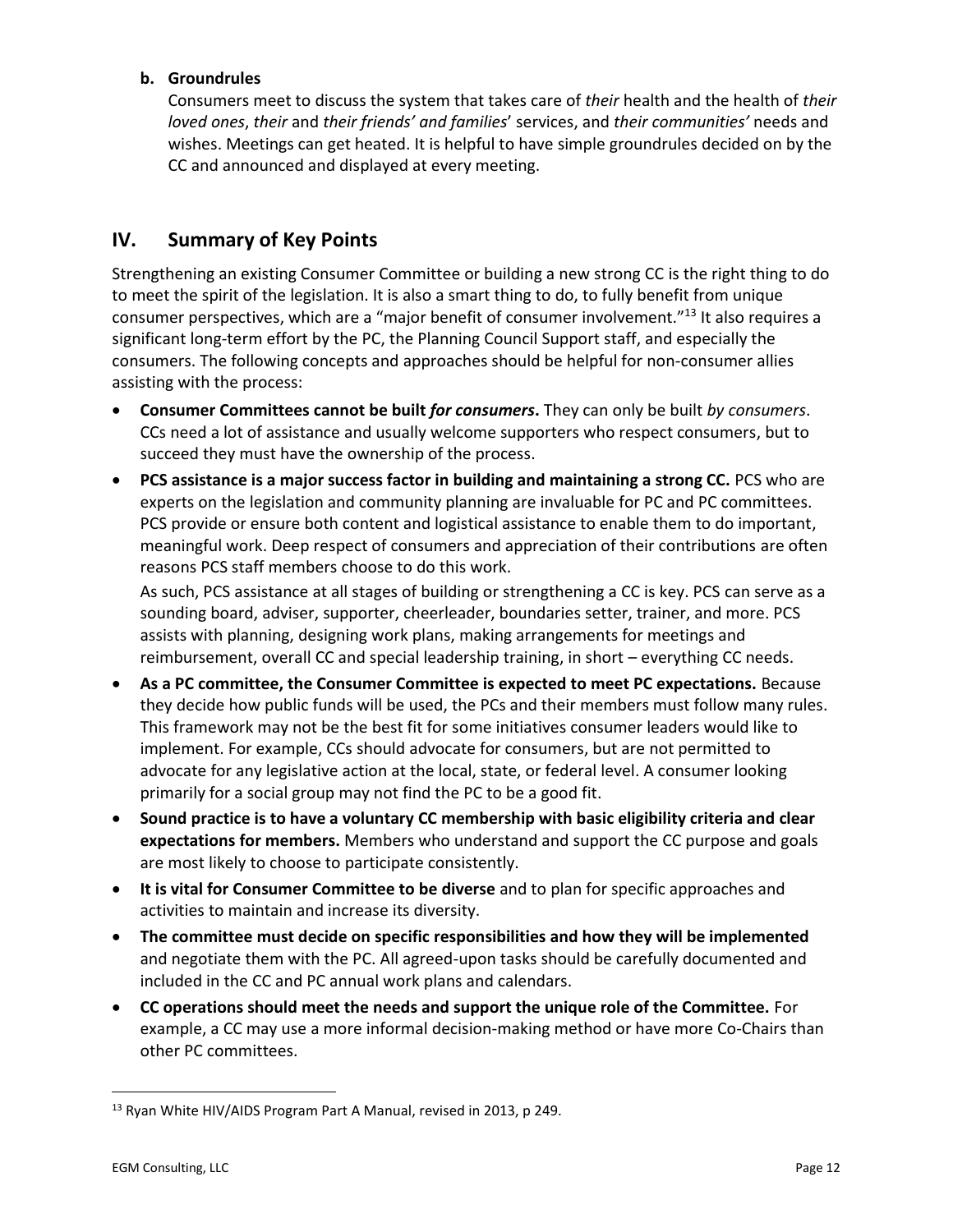**b. Groundrules**

Consumers meet to discuss the system that takes care of *their* health and the health of *their loved ones*, *their* and *their friends' and families*' services, and *their communities'* needs and wishes. Meetings can get heated. It is helpful to have simple groundrules decided on by the CC and announced and displayed at every meeting.

## IV. Summary of Key Points

Strengthening an existing Consumer Committee or building a new strong CC is the right thing to do to meet the spirit of the legislation. It is also a smart thing to do, to fully benefit from unique consumer perspectives, which are a "major benefit of consumer involvement."[13] It also requires a significant long-term effort by the PC, the Planning Council Support staff, and especially the consumers. The following concepts and approaches should be helpful for non-consumer allies assisting with the process:

- **Consumer Committees cannot be built *for consumers*.** They can only be built *by consumers*. CCs need a lot of assistance and usually welcome supporters who respect consumers, but to succeed they must have the ownership of the process.
- **PCS assistance is a major success factor in building and maintaining a strong CC.** PCS who are experts on the legislation and community planning are invaluable for PC and PC committees. PCS provide or ensure both content and logistical assistance to enable them to do important, meaningful work. Deep respect of consumers and appreciation of their contributions are often reasons PCS staff members choose to do this work.

  As such, PCS assistance at all stages of building or strengthening a CC is key. PCS can serve as a sounding board, adviser, supporter, cheerleader, boundaries setter, trainer, and more. PCS assists with planning, designing work plans, making arrangements for meetings and reimbursement, overall CC and special leadership training, in short – everything CC needs.
- **As a PC committee, the Consumer Committee is expected to meet PC expectations.** Because they decide how public funds will be used, the PCs and their members must follow many rules. This framework may not be the best fit for some initiatives consumer leaders would like to implement. For example, CCs should advocate for consumers, but are not permitted to advocate for any legislative action at the local, state, or federal level. A consumer looking primarily for a social group may not find the PC to be a good fit.
- **Sound practice is to have a voluntary CC membership with basic eligibility criteria and clear expectations for members.** Members who understand and support the CC purpose and goals are most likely to choose to participate consistently.
- **It is vital for Consumer Committee to be diverse** and to plan for specific approaches and activities to maintain and increase its diversity.
- **The committee must decide on specific responsibilities and how they will be implemented** and negotiate them with the PC. All agreed-upon tasks should be carefully documented and included in the CC and PC annual work plans and calendars.
- **CC operations should meet the needs and support the unique role of the Committee.** For example, a CC may use a more informal decision-making method or have more Co-Chairs than other PC committees.

---

[13] Ryan White HIV/AIDS Program Part A Manual, revised in 2013, p 249.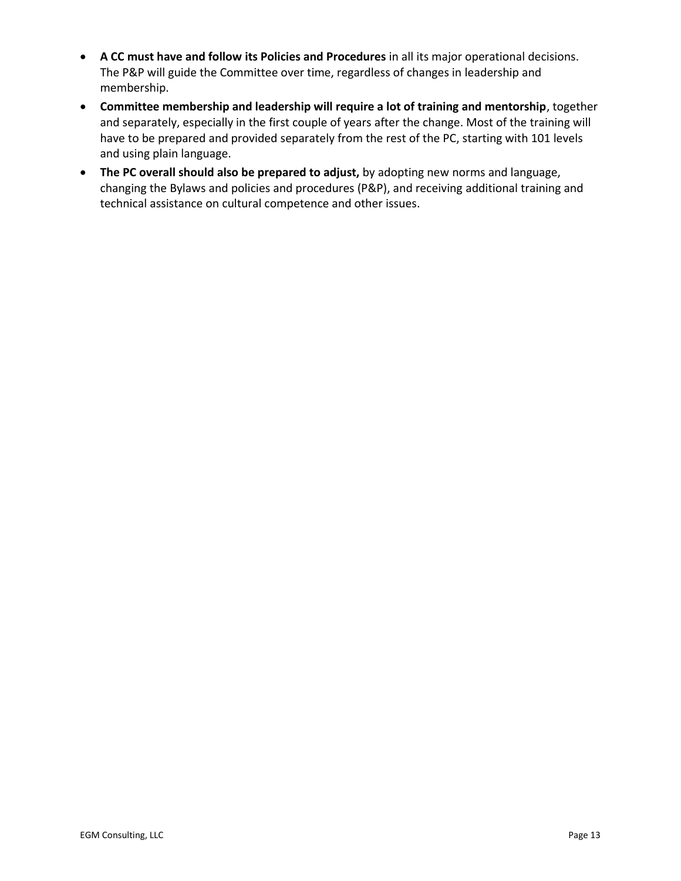- **A CC must have and follow its Policies and Procedures** in all its major operational decisions. The P&P will guide the Committee over time, regardless of changes in leadership and membership.
- **Committee membership and leadership will require a lot of training and mentorship**, together and separately, especially in the first couple of years after the change. Most of the training will have to be prepared and provided separately from the rest of the PC, starting with 101 levels and using plain language.
- **The PC overall should also be prepared to adjust,** by adopting new norms and language, changing the Bylaws and policies and procedures (P&P), and receiving additional training and technical assistance on cultural competence and other issues.